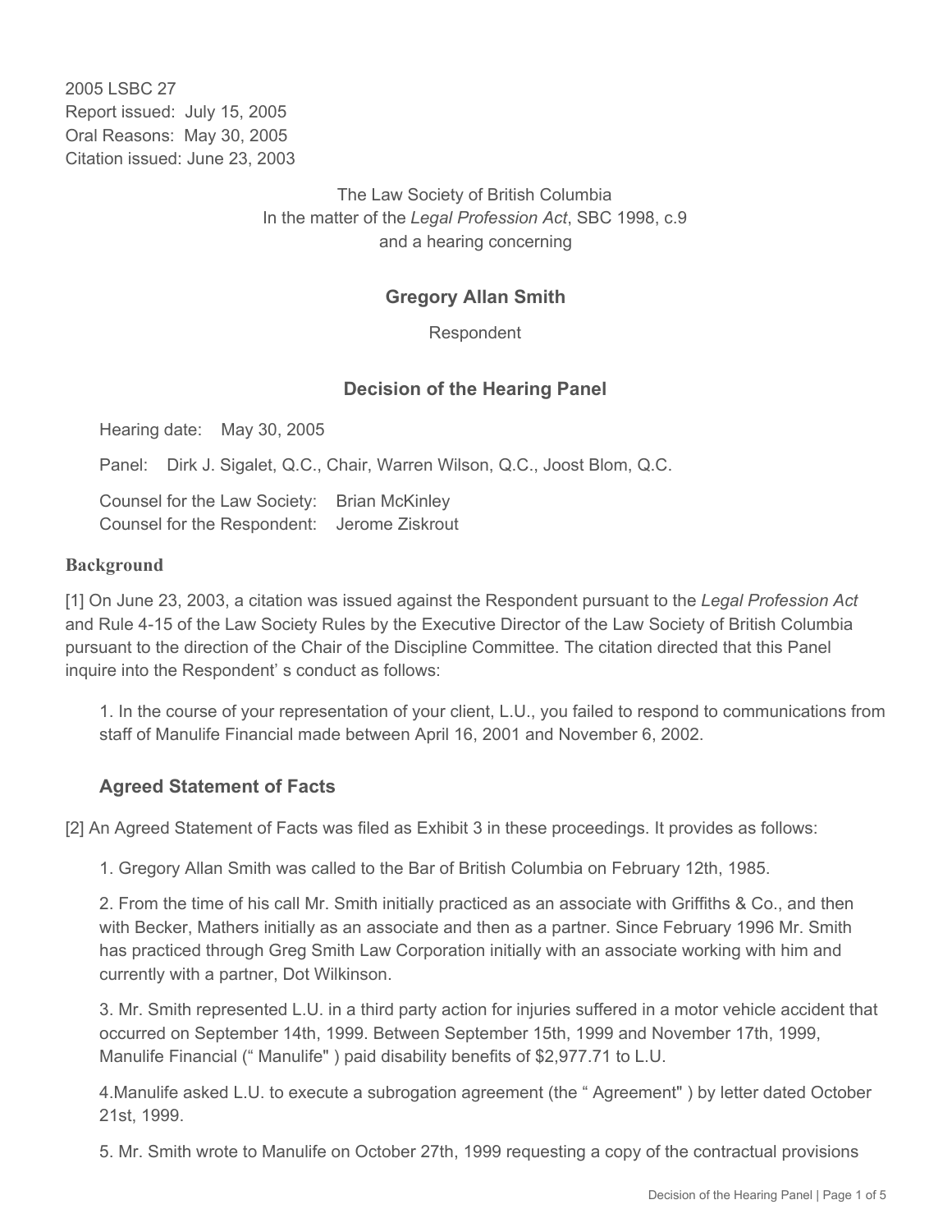2005 LSBC 27
Report issued: July 15, 2005
Oral Reasons: May 30, 2005
Citation issued: June 23, 2003

The Law Society of British Columbia
In the matter of the *Legal Profession Act*, SBC 1998, c.9
and a hearing concerning

## Gregory Allan Smith

Respondent

## Decision of the Hearing Panel

Hearing date: May 30, 2005

Panel: Dirk J. Sigalet, Q.C., Chair, Warren Wilson, Q.C., Joost Blom, Q.C.

Counsel for the Law Society: Brian McKinley
Counsel for the Respondent: Jerome Ziskrout

### Background

[1] On June 23, 2003, a citation was issued against the Respondent pursuant to the *Legal Profession Act* and Rule 4-15 of the Law Society Rules by the Executive Director of the Law Society of British Columbia pursuant to the direction of the Chair of the Discipline Committee. The citation directed that this Panel inquire into the Respondent' s conduct as follows:

1. In the course of your representation of your client, L.U., you failed to respond to communications from staff of Manulife Financial made between April 16, 2001 and November 6, 2002.

### Agreed Statement of Facts

[2] An Agreed Statement of Facts was filed as Exhibit 3 in these proceedings. It provides as follows:

1. Gregory Allan Smith was called to the Bar of British Columbia on February 12th, 1985.

2. From the time of his call Mr. Smith initially practiced as an associate with Griffiths & Co., and then with Becker, Mathers initially as an associate and then as a partner. Since February 1996 Mr. Smith has practiced through Greg Smith Law Corporation initially with an associate working with him and currently with a partner, Dot Wilkinson.

3. Mr. Smith represented L.U. in a third party action for injuries suffered in a motor vehicle accident that occurred on September 14th, 1999. Between September 15th, 1999 and November 17th, 1999, Manulife Financial (" Manulife" ) paid disability benefits of $2,977.71 to L.U.

4. Manulife asked L.U. to execute a subrogation agreement (the " Agreement" ) by letter dated October 21st, 1999.

5. Mr. Smith wrote to Manulife on October 27th, 1999 requesting a copy of the contractual provisions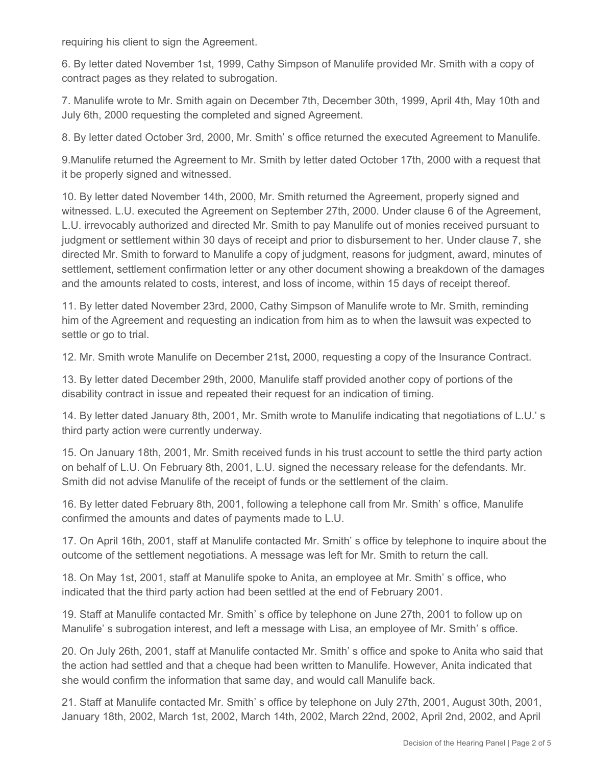requiring his client to sign the Agreement.

6. By letter dated November 1st, 1999, Cathy Simpson of Manulife provided Mr. Smith with a copy of contract pages as they related to subrogation.

7. Manulife wrote to Mr. Smith again on December 7th, December 30th, 1999, April 4th, May 10th and July 6th, 2000 requesting the completed and signed Agreement.

8. By letter dated October 3rd, 2000, Mr. Smith' s office returned the executed Agreement to Manulife.

9.Manulife returned the Agreement to Mr. Smith by letter dated October 17th, 2000 with a request that it be properly signed and witnessed.

10. By letter dated November 14th, 2000, Mr. Smith returned the Agreement, properly signed and witnessed. L.U. executed the Agreement on September 27th, 2000. Under clause 6 of the Agreement, L.U. irrevocably authorized and directed Mr. Smith to pay Manulife out of monies received pursuant to judgment or settlement within 30 days of receipt and prior to disbursement to her. Under clause 7, she directed Mr. Smith to forward to Manulife a copy of judgment, reasons for judgment, award, minutes of settlement, settlement confirmation letter or any other document showing a breakdown of the damages and the amounts related to costs, interest, and loss of income, within 15 days of receipt thereof.

11. By letter dated November 23rd, 2000, Cathy Simpson of Manulife wrote to Mr. Smith, reminding him of the Agreement and requesting an indication from him as to when the lawsuit was expected to settle or go to trial.

12. Mr. Smith wrote Manulife on December 21st**,** 2000, requesting a copy of the Insurance Contract.

13. By letter dated December 29th, 2000, Manulife staff provided another copy of portions of the disability contract in issue and repeated their request for an indication of timing.

14. By letter dated January 8th, 2001, Mr. Smith wrote to Manulife indicating that negotiations of L.U.' s third party action were currently underway.

15. On January 18th, 2001, Mr. Smith received funds in his trust account to settle the third party action on behalf of L.U. On February 8th, 2001, L.U. signed the necessary release for the defendants. Mr. Smith did not advise Manulife of the receipt of funds or the settlement of the claim.

16. By letter dated February 8th, 2001, following a telephone call from Mr. Smith' s office, Manulife confirmed the amounts and dates of payments made to L.U.

17. On April 16th, 2001, staff at Manulife contacted Mr. Smith' s office by telephone to inquire about the outcome of the settlement negotiations. A message was left for Mr. Smith to return the call.

18. On May 1st, 2001, staff at Manulife spoke to Anita, an employee at Mr. Smith' s office, who indicated that the third party action had been settled at the end of February 2001.

19. Staff at Manulife contacted Mr. Smith' s office by telephone on June 27th, 2001 to follow up on Manulife' s subrogation interest, and left a message with Lisa, an employee of Mr. Smith' s office.

20. On July 26th, 2001, staff at Manulife contacted Mr. Smith' s office and spoke to Anita who said that the action had settled and that a cheque had been written to Manulife. However, Anita indicated that she would confirm the information that same day, and would call Manulife back.

21. Staff at Manulife contacted Mr. Smith' s office by telephone on July 27th, 2001, August 30th, 2001, January 18th, 2002, March 1st, 2002, March 14th, 2002, March 22nd, 2002, April 2nd, 2002, and April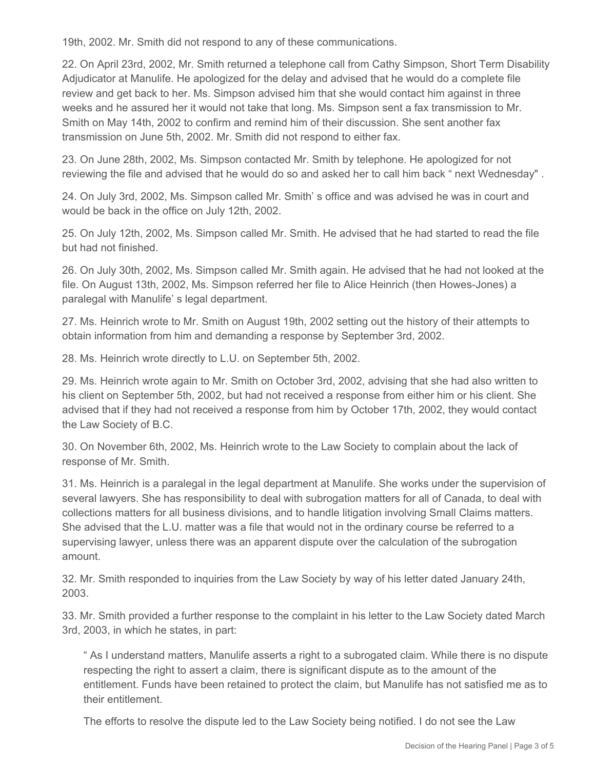19th, 2002. Mr. Smith did not respond to any of these communications.

22. On April 23rd, 2002, Mr. Smith returned a telephone call from Cathy Simpson, Short Term Disability Adjudicator at Manulife. He apologized for the delay and advised that he would do a complete file review and get back to her. Ms. Simpson advised him that she would contact him against in three weeks and he assured her it would not take that long. Ms. Simpson sent a fax transmission to Mr. Smith on May 14th, 2002 to confirm and remind him of their discussion. She sent another fax transmission on June 5th, 2002. Mr. Smith did not respond to either fax.

23. On June 28th, 2002, Ms. Simpson contacted Mr. Smith by telephone. He apologized for not reviewing the file and advised that he would do so and asked her to call him back " next Wednesday" .

24. On July 3rd, 2002, Ms. Simpson called Mr. Smith' s office and was advised he was in court and would be back in the office on July 12th, 2002.

25. On July 12th, 2002, Ms. Simpson called Mr. Smith. He advised that he had started to read the file but had not finished.

26. On July 30th, 2002, Ms. Simpson called Mr. Smith again. He advised that he had not looked at the file. On August 13th, 2002, Ms. Simpson referred her file to Alice Heinrich (then Howes-Jones) a paralegal with Manulife' s legal department.

27. Ms. Heinrich wrote to Mr. Smith on August 19th, 2002 setting out the history of their attempts to obtain information from him and demanding a response by September 3rd, 2002.

28. Ms. Heinrich wrote directly to L.U. on September 5th, 2002.

29. Ms. Heinrich wrote again to Mr. Smith on October 3rd, 2002, advising that she had also written to his client on September 5th, 2002, but had not received a response from either him or his client. She advised that if they had not received a response from him by October 17th, 2002, they would contact the Law Society of B.C.

30. On November 6th, 2002, Ms. Heinrich wrote to the Law Society to complain about the lack of response of Mr. Smith.

31. Ms. Heinrich is a paralegal in the legal department at Manulife. She works under the supervision of several lawyers. She has responsibility to deal with subrogation matters for all of Canada, to deal with collections matters for all business divisions, and to handle litigation involving Small Claims matters. She advised that the L.U. matter was a file that would not in the ordinary course be referred to a supervising lawyer, unless there was an apparent dispute over the calculation of the subrogation amount.

32. Mr. Smith responded to inquiries from the Law Society by way of his letter dated January 24th, 2003.

33. Mr. Smith provided a further response to the complaint in his letter to the Law Society dated March 3rd, 2003, in which he states, in part:

> " As I understand matters, Manulife asserts a right to a subrogated claim. While there is no dispute respecting the right to assert a claim, there is significant dispute as to the amount of the entitlement. Funds have been retained to protect the claim, but Manulife has not satisfied me as to their entitlement.
>
> The efforts to resolve the dispute led to the Law Society being notified. I do not see the Law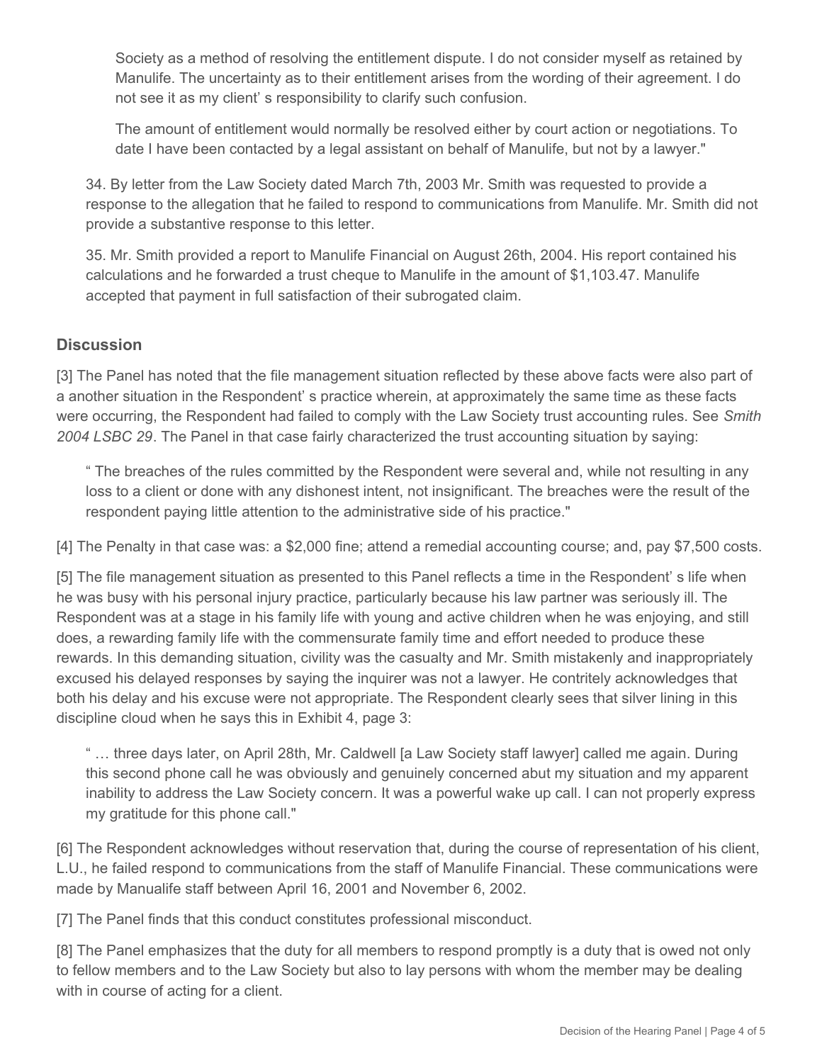Society as a method of resolving the entitlement dispute. I do not consider myself as retained by Manulife. The uncertainty as to their entitlement arises from the wording of their agreement. I do not see it as my client' s responsibility to clarify such confusion.

> The amount of entitlement would normally be resolved either by court action or negotiations. To date I have been contacted by a legal assistant on behalf of Manulife, but not by a lawyer."

34. By letter from the Law Society dated March 7th, 2003 Mr. Smith was requested to provide a response to the allegation that he failed to respond to communications from Manulife. Mr. Smith did not provide a substantive response to this letter.

35. Mr. Smith provided a report to Manulife Financial on August 26th, 2004. His report contained his calculations and he forwarded a trust cheque to Manulife in the amount of $1,103.47. Manulife accepted that payment in full satisfaction of their subrogated claim.

## Discussion

[3] The Panel has noted that the file management situation reflected by these above facts were also part of a another situation in the Respondent' s practice wherein, at approximately the same time as these facts were occurring, the Respondent had failed to comply with the Law Society trust accounting rules. See *Smith 2004 LSBC 29*. The Panel in that case fairly characterized the trust accounting situation by saying:

> " The breaches of the rules committed by the Respondent were several and, while not resulting in any loss to a client or done with any dishonest intent, not insignificant. The breaches were the result of the respondent paying little attention to the administrative side of his practice."

[4] The Penalty in that case was: a $2,000 fine; attend a remedial accounting course; and, pay $7,500 costs.

[5] The file management situation as presented to this Panel reflects a time in the Respondent' s life when he was busy with his personal injury practice, particularly because his law partner was seriously ill. The Respondent was at a stage in his family life with young and active children when he was enjoying, and still does, a rewarding family life with the commensurate family time and effort needed to produce these rewards. In this demanding situation, civility was the casualty and Mr. Smith mistakenly and inappropriately excused his delayed responses by saying the inquirer was not a lawyer. He contritely acknowledges that both his delay and his excuse were not appropriate. The Respondent clearly sees that silver lining in this discipline cloud when he says this in Exhibit 4, page 3:

> " … three days later, on April 28th, Mr. Caldwell [a Law Society staff lawyer] called me again. During this second phone call he was obviously and genuinely concerned abut my situation and my apparent inability to address the Law Society concern. It was a powerful wake up call. I can not properly express my gratitude for this phone call."

[6] The Respondent acknowledges without reservation that, during the course of representation of his client, L.U., he failed respond to communications from the staff of Manulife Financial. These communications were made by Manualife staff between April 16, 2001 and November 6, 2002.

[7] The Panel finds that this conduct constitutes professional misconduct.

[8] The Panel emphasizes that the duty for all members to respond promptly is a duty that is owed not only to fellow members and to the Law Society but also to lay persons with whom the member may be dealing with in course of acting for a client.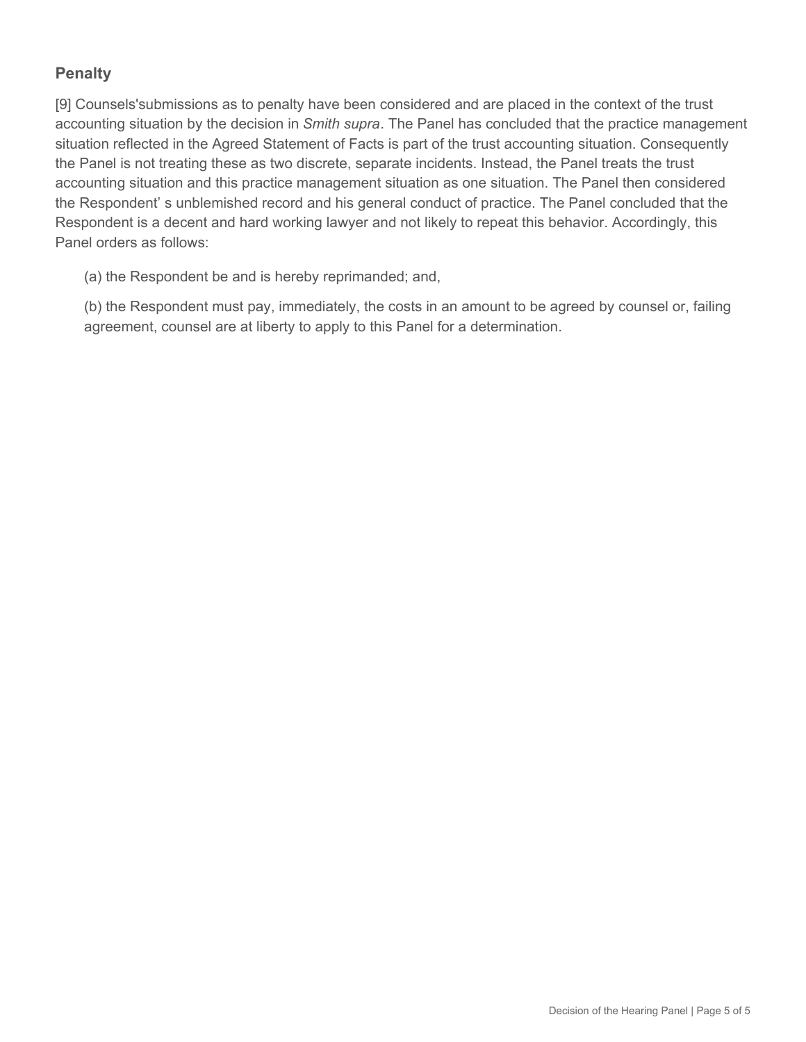## Penalty

[9] Counsels'submissions as to penalty have been considered and are placed in the context of the trust accounting situation by the decision in *Smith supra*. The Panel has concluded that the practice management situation reflected in the Agreed Statement of Facts is part of the trust accounting situation. Consequently the Panel is not treating these as two discrete, separate incidents. Instead, the Panel treats the trust accounting situation and this practice management situation as one situation. The Panel then considered the Respondent' s unblemished record and his general conduct of practice. The Panel concluded that the Respondent is a decent and hard working lawyer and not likely to repeat this behavior. Accordingly, this Panel orders as follows:

(a) the Respondent be and is hereby reprimanded; and,

(b) the Respondent must pay, immediately, the costs in an amount to be agreed by counsel or, failing agreement, counsel are at liberty to apply to this Panel for a determination.